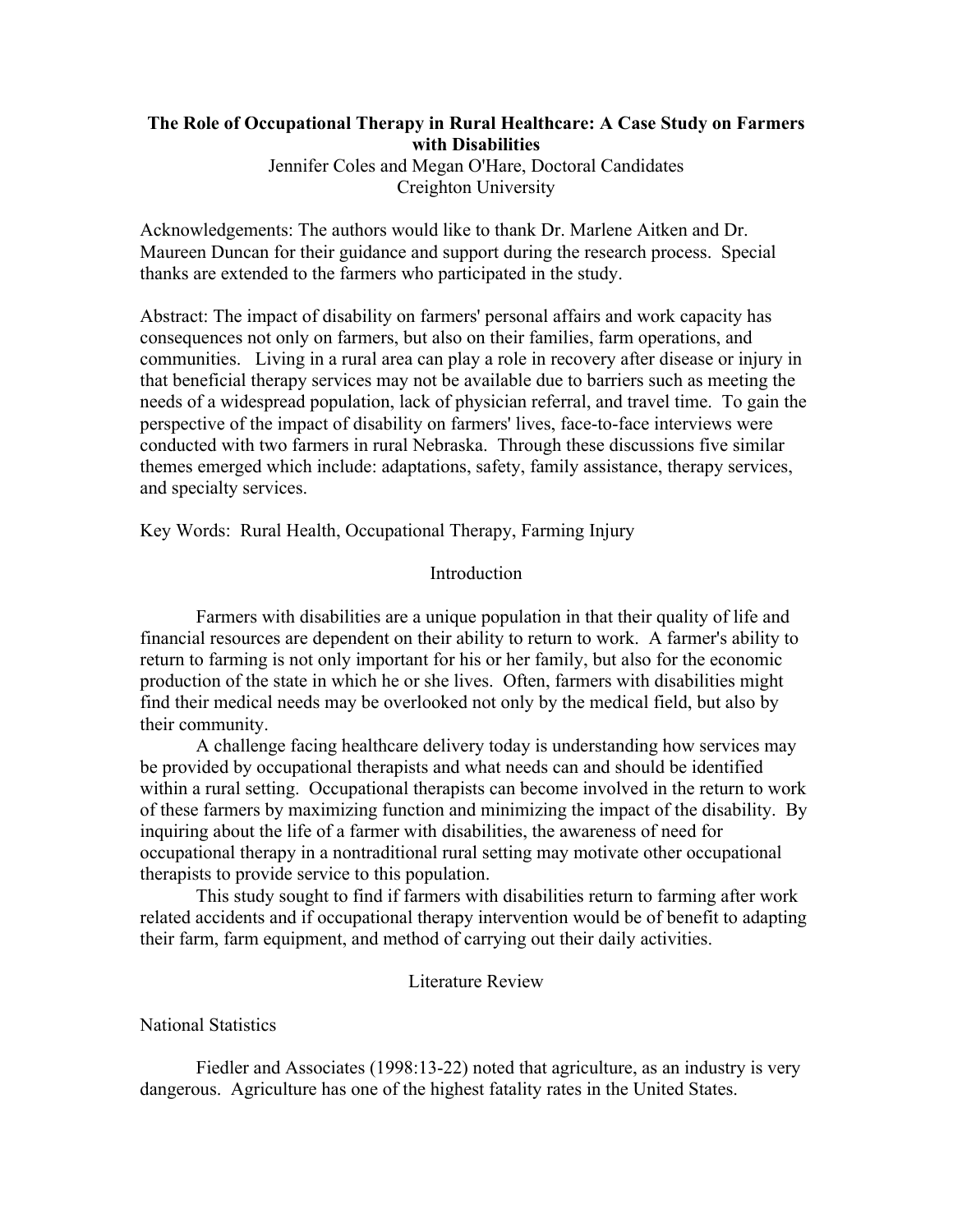# The Role of Occupational Therapy in Rural Healthcare: A Case Study on Farmers with Disabilities

Jennifer Coles and Megan O'Hare, Doctoral Candidates
Creighton University

Acknowledgements: The authors would like to thank Dr. Marlene Aitken and Dr. Maureen Duncan for their guidance and support during the research process. Special thanks are extended to the farmers who participated in the study.

Abstract: The impact of disability on farmers' personal affairs and work capacity has consequences not only on farmers, but also on their families, farm operations, and communities. Living in a rural area can play a role in recovery after disease or injury in that beneficial therapy services may not be available due to barriers such as meeting the needs of a widespread population, lack of physician referral, and travel time. To gain the perspective of the impact of disability on farmers' lives, face-to-face interviews were conducted with two farmers in rural Nebraska. Through these discussions five similar themes emerged which include: adaptations, safety, family assistance, therapy services, and specialty services.

Key Words: Rural Health, Occupational Therapy, Farming Injury

## Introduction

Farmers with disabilities are a unique population in that their quality of life and financial resources are dependent on their ability to return to work. A farmer's ability to return to farming is not only important for his or her family, but also for the economic production of the state in which he or she lives. Often, farmers with disabilities might find their medical needs may be overlooked not only by the medical field, but also by their community.

A challenge facing healthcare delivery today is understanding how services may be provided by occupational therapists and what needs can and should be identified within a rural setting. Occupational therapists can become involved in the return to work of these farmers by maximizing function and minimizing the impact of the disability. By inquiring about the life of a farmer with disabilities, the awareness of need for occupational therapy in a nontraditional rural setting may motivate other occupational therapists to provide service to this population.

This study sought to find if farmers with disabilities return to farming after work related accidents and if occupational therapy intervention would be of benefit to adapting their farm, farm equipment, and method of carrying out their daily activities.

## Literature Review

### National Statistics

Fiedler and Associates (1998:13-22) noted that agriculture, as an industry is very dangerous. Agriculture has one of the highest fatality rates in the United States.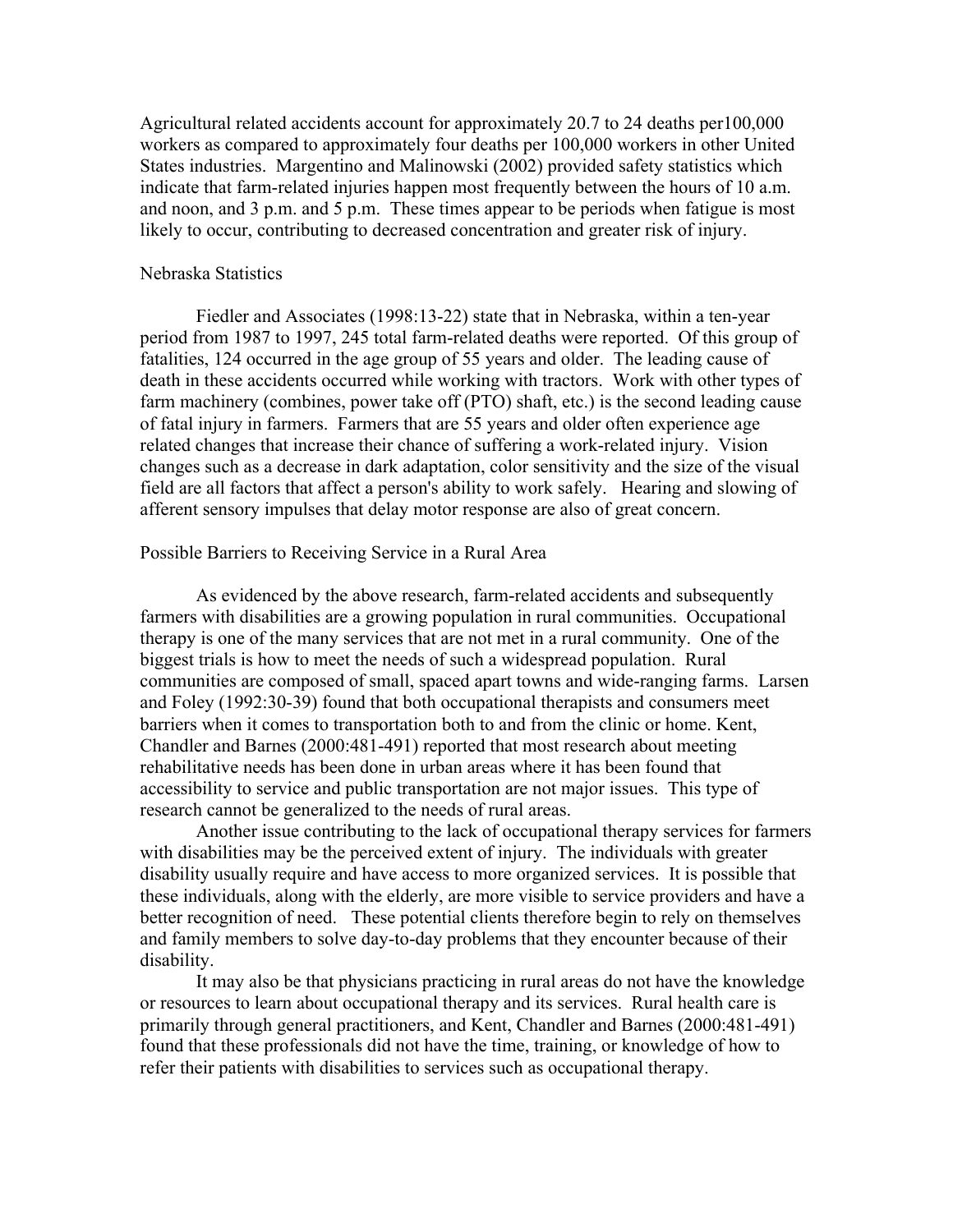Agricultural related accidents account for approximately 20.7 to 24 deaths per100,000 workers as compared to approximately four deaths per 100,000 workers in other United States industries. Margentino and Malinowski (2002) provided safety statistics which indicate that farm-related injuries happen most frequently between the hours of 10 a.m. and noon, and 3 p.m. and 5 p.m. These times appear to be periods when fatigue is most likely to occur, contributing to decreased concentration and greater risk of injury.

## Nebraska Statistics

Fiedler and Associates (1998:13-22) state that in Nebraska, within a ten-year period from 1987 to 1997, 245 total farm-related deaths were reported. Of this group of fatalities, 124 occurred in the age group of 55 years and older. The leading cause of death in these accidents occurred while working with tractors. Work with other types of farm machinery (combines, power take off (PTO) shaft, etc.) is the second leading cause of fatal injury in farmers. Farmers that are 55 years and older often experience age related changes that increase their chance of suffering a work-related injury. Vision changes such as a decrease in dark adaptation, color sensitivity and the size of the visual field are all factors that affect a person's ability to work safely. Hearing and slowing of afferent sensory impulses that delay motor response are also of great concern.

## Possible Barriers to Receiving Service in a Rural Area

As evidenced by the above research, farm-related accidents and subsequently farmers with disabilities are a growing population in rural communities. Occupational therapy is one of the many services that are not met in a rural community. One of the biggest trials is how to meet the needs of such a widespread population. Rural communities are composed of small, spaced apart towns and wide-ranging farms. Larsen and Foley (1992:30-39) found that both occupational therapists and consumers meet barriers when it comes to transportation both to and from the clinic or home. Kent, Chandler and Barnes (2000:481-491) reported that most research about meeting rehabilitative needs has been done in urban areas where it has been found that accessibility to service and public transportation are not major issues. This type of research cannot be generalized to the needs of rural areas.

Another issue contributing to the lack of occupational therapy services for farmers with disabilities may be the perceived extent of injury. The individuals with greater disability usually require and have access to more organized services. It is possible that these individuals, along with the elderly, are more visible to service providers and have a better recognition of need. These potential clients therefore begin to rely on themselves and family members to solve day-to-day problems that they encounter because of their disability.

It may also be that physicians practicing in rural areas do not have the knowledge or resources to learn about occupational therapy and its services. Rural health care is primarily through general practitioners, and Kent, Chandler and Barnes (2000:481-491) found that these professionals did not have the time, training, or knowledge of how to refer their patients with disabilities to services such as occupational therapy.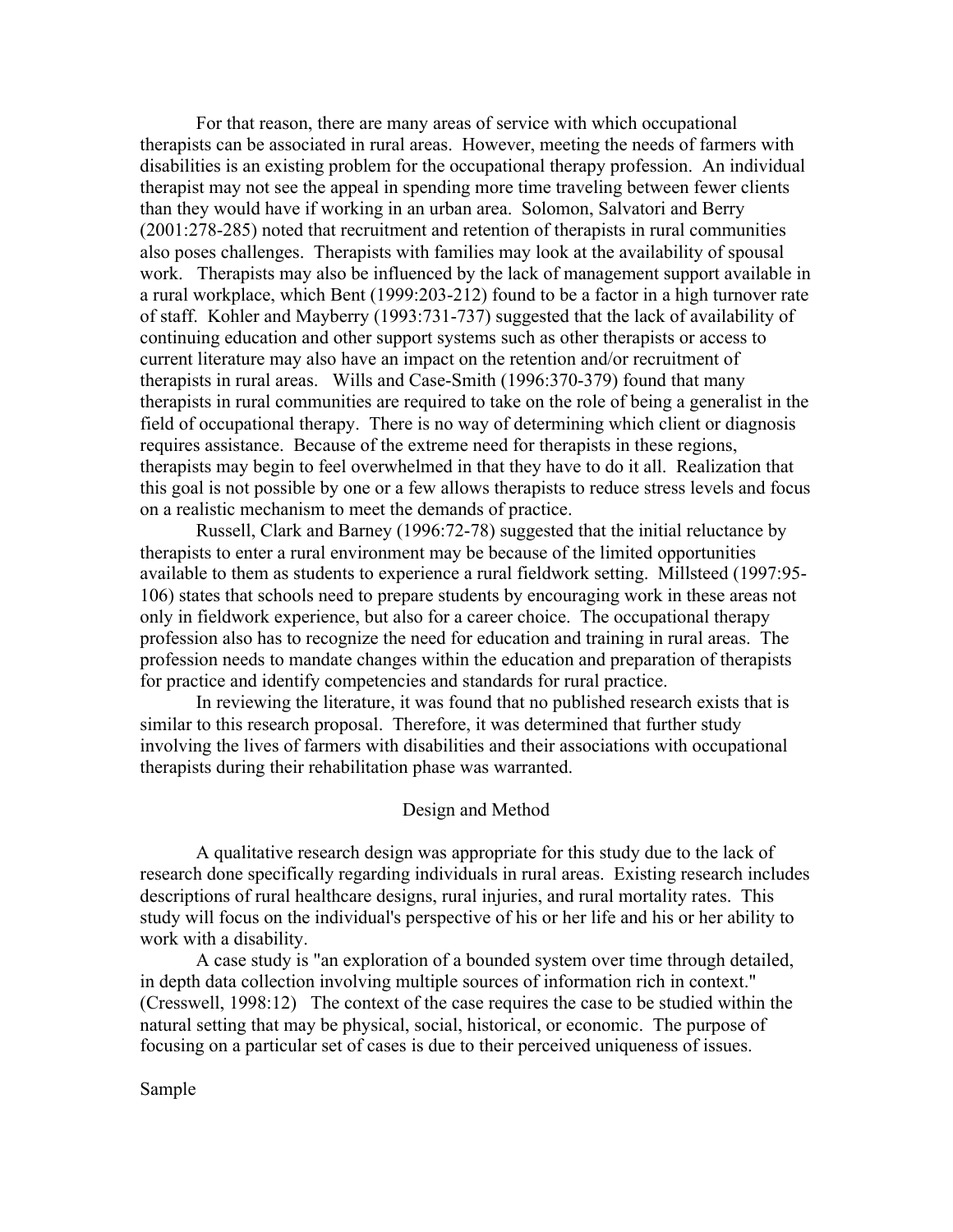For that reason, there are many areas of service with which occupational therapists can be associated in rural areas. However, meeting the needs of farmers with disabilities is an existing problem for the occupational therapy profession. An individual therapist may not see the appeal in spending more time traveling between fewer clients than they would have if working in an urban area. Solomon, Salvatori and Berry (2001:278-285) noted that recruitment and retention of therapists in rural communities also poses challenges. Therapists with families may look at the availability of spousal work. Therapists may also be influenced by the lack of management support available in a rural workplace, which Bent (1999:203-212) found to be a factor in a high turnover rate of staff. Kohler and Mayberry (1993:731-737) suggested that the lack of availability of continuing education and other support systems such as other therapists or access to current literature may also have an impact on the retention and/or recruitment of therapists in rural areas. Wills and Case-Smith (1996:370-379) found that many therapists in rural communities are required to take on the role of being a generalist in the field of occupational therapy. There is no way of determining which client or diagnosis requires assistance. Because of the extreme need for therapists in these regions, therapists may begin to feel overwhelmed in that they have to do it all. Realization that this goal is not possible by one or a few allows therapists to reduce stress levels and focus on a realistic mechanism to meet the demands of practice.

Russell, Clark and Barney (1996:72-78) suggested that the initial reluctance by therapists to enter a rural environment may be because of the limited opportunities available to them as students to experience a rural fieldwork setting. Millsteed (1997:95-106) states that schools need to prepare students by encouraging work in these areas not only in fieldwork experience, but also for a career choice. The occupational therapy profession also has to recognize the need for education and training in rural areas. The profession needs to mandate changes within the education and preparation of therapists for practice and identify competencies and standards for rural practice.

In reviewing the literature, it was found that no published research exists that is similar to this research proposal. Therefore, it was determined that further study involving the lives of farmers with disabilities and their associations with occupational therapists during their rehabilitation phase was warranted.

## Design and Method

A qualitative research design was appropriate for this study due to the lack of research done specifically regarding individuals in rural areas. Existing research includes descriptions of rural healthcare designs, rural injuries, and rural mortality rates. This study will focus on the individual's perspective of his or her life and his or her ability to work with a disability.

A case study is "an exploration of a bounded system over time through detailed, in depth data collection involving multiple sources of information rich in context." (Cresswell, 1998:12) The context of the case requires the case to be studied within the natural setting that may be physical, social, historical, or economic. The purpose of focusing on a particular set of cases is due to their perceived uniqueness of issues.

### Sample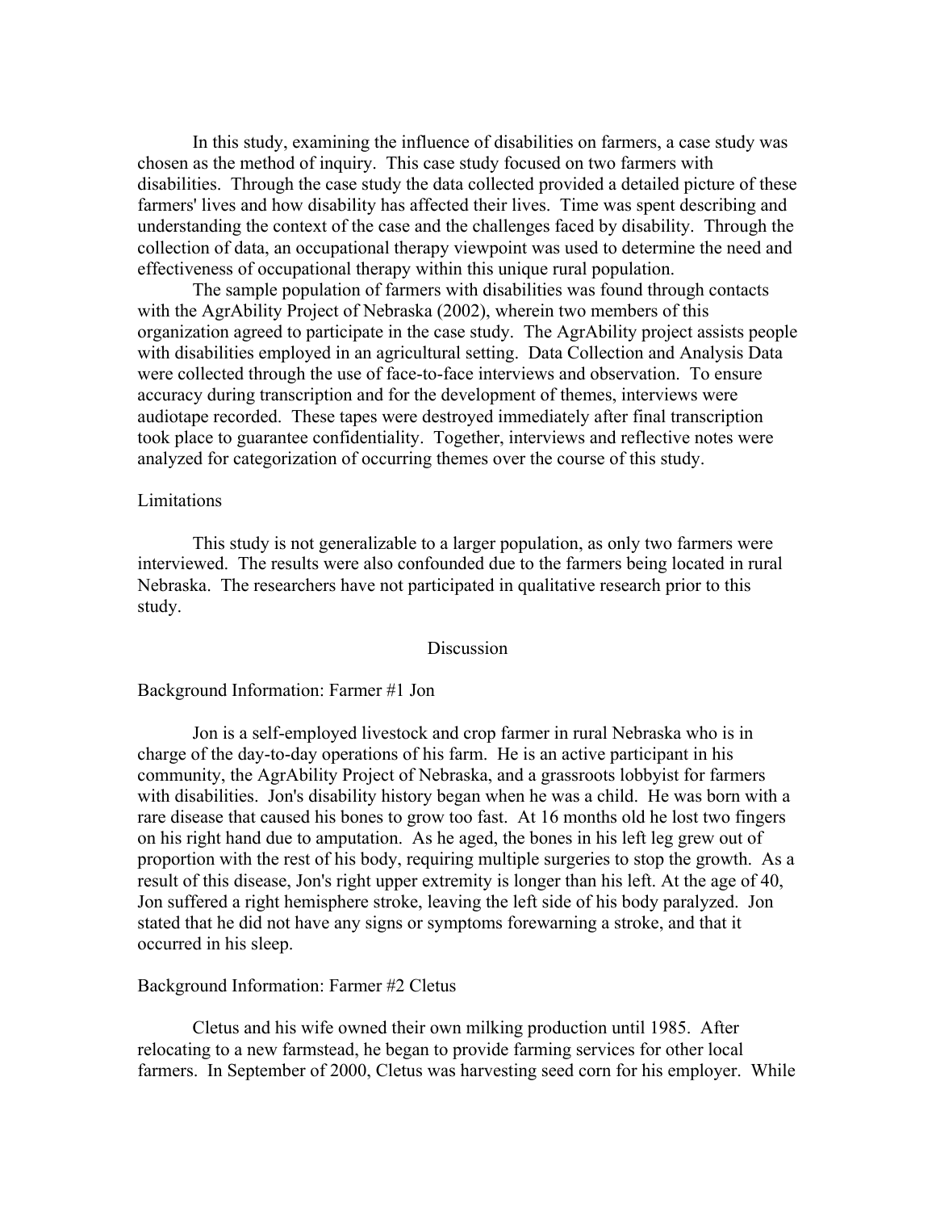In this study, examining the influence of disabilities on farmers, a case study was chosen as the method of inquiry. This case study focused on two farmers with disabilities. Through the case study the data collected provided a detailed picture of these farmers' lives and how disability has affected their lives. Time was spent describing and understanding the context of the case and the challenges faced by disability. Through the collection of data, an occupational therapy viewpoint was used to determine the need and effectiveness of occupational therapy within this unique rural population.

The sample population of farmers with disabilities was found through contacts with the AgrAbility Project of Nebraska (2002), wherein two members of this organization agreed to participate in the case study. The AgrAbility project assists people with disabilities employed in an agricultural setting. Data Collection and Analysis Data were collected through the use of face-to-face interviews and observation. To ensure accuracy during transcription and for the development of themes, interviews were audiotape recorded. These tapes were destroyed immediately after final transcription took place to guarantee confidentiality. Together, interviews and reflective notes were analyzed for categorization of occurring themes over the course of this study.

### Limitations

This study is not generalizable to a larger population, as only two farmers were interviewed. The results were also confounded due to the farmers being located in rural Nebraska. The researchers have not participated in qualitative research prior to this study.

## Discussion

### Background Information: Farmer #1 Jon

Jon is a self-employed livestock and crop farmer in rural Nebraska who is in charge of the day-to-day operations of his farm. He is an active participant in his community, the AgrAbility Project of Nebraska, and a grassroots lobbyist for farmers with disabilities. Jon's disability history began when he was a child. He was born with a rare disease that caused his bones to grow too fast. At 16 months old he lost two fingers on his right hand due to amputation. As he aged, the bones in his left leg grew out of proportion with the rest of his body, requiring multiple surgeries to stop the growth. As a result of this disease, Jon's right upper extremity is longer than his left. At the age of 40, Jon suffered a right hemisphere stroke, leaving the left side of his body paralyzed. Jon stated that he did not have any signs or symptoms forewarning a stroke, and that it occurred in his sleep.

### Background Information: Farmer #2 Cletus

Cletus and his wife owned their own milking production until 1985. After relocating to a new farmstead, he began to provide farming services for other local farmers. In September of 2000, Cletus was harvesting seed corn for his employer. While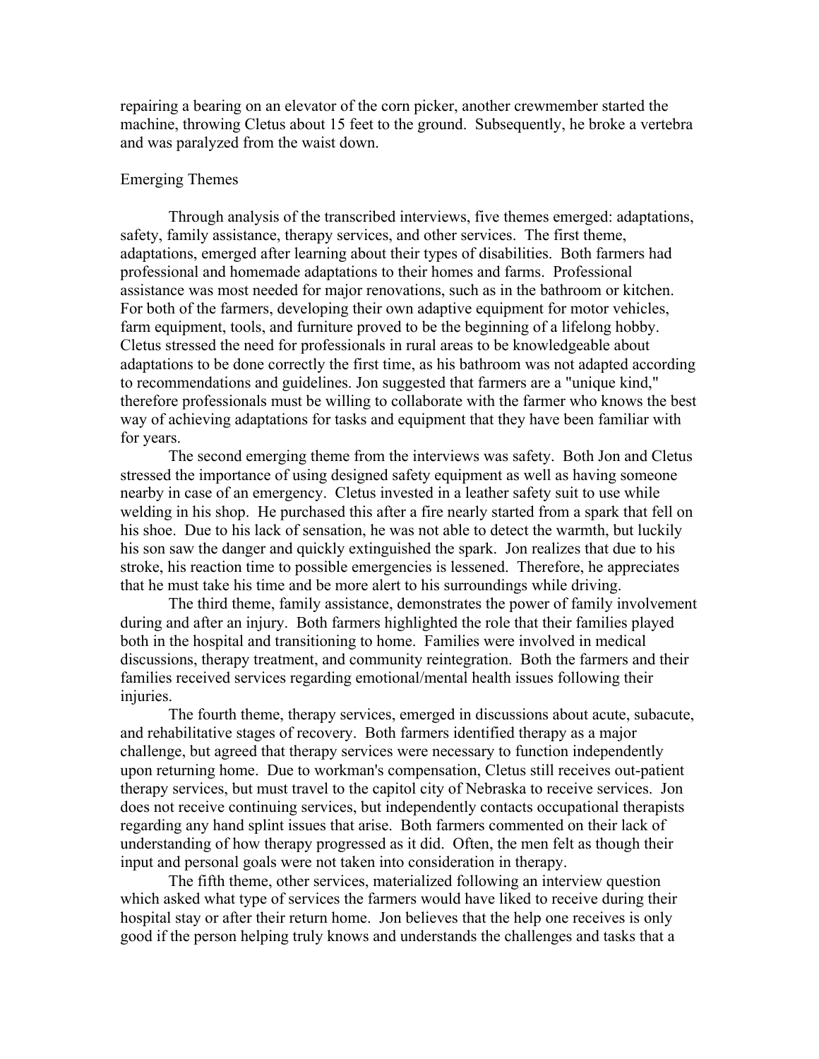repairing a bearing on an elevator of the corn picker, another crewmember started the machine, throwing Cletus about 15 feet to the ground. Subsequently, he broke a vertebra and was paralyzed from the waist down.

## Emerging Themes

Through analysis of the transcribed interviews, five themes emerged: adaptations, safety, family assistance, therapy services, and other services. The first theme, adaptations, emerged after learning about their types of disabilities. Both farmers had professional and homemade adaptations to their homes and farms. Professional assistance was most needed for major renovations, such as in the bathroom or kitchen. For both of the farmers, developing their own adaptive equipment for motor vehicles, farm equipment, tools, and furniture proved to be the beginning of a lifelong hobby. Cletus stressed the need for professionals in rural areas to be knowledgeable about adaptations to be done correctly the first time, as his bathroom was not adapted according to recommendations and guidelines. Jon suggested that farmers are a "unique kind," therefore professionals must be willing to collaborate with the farmer who knows the best way of achieving adaptations for tasks and equipment that they have been familiar with for years.

The second emerging theme from the interviews was safety. Both Jon and Cletus stressed the importance of using designed safety equipment as well as having someone nearby in case of an emergency. Cletus invested in a leather safety suit to use while welding in his shop. He purchased this after a fire nearly started from a spark that fell on his shoe. Due to his lack of sensation, he was not able to detect the warmth, but luckily his son saw the danger and quickly extinguished the spark. Jon realizes that due to his stroke, his reaction time to possible emergencies is lessened. Therefore, he appreciates that he must take his time and be more alert to his surroundings while driving.

The third theme, family assistance, demonstrates the power of family involvement during and after an injury. Both farmers highlighted the role that their families played both in the hospital and transitioning to home. Families were involved in medical discussions, therapy treatment, and community reintegration. Both the farmers and their families received services regarding emotional/mental health issues following their injuries.

The fourth theme, therapy services, emerged in discussions about acute, subacute, and rehabilitative stages of recovery. Both farmers identified therapy as a major challenge, but agreed that therapy services were necessary to function independently upon returning home. Due to workman's compensation, Cletus still receives out-patient therapy services, but must travel to the capitol city of Nebraska to receive services. Jon does not receive continuing services, but independently contacts occupational therapists regarding any hand splint issues that arise. Both farmers commented on their lack of understanding of how therapy progressed as it did. Often, the men felt as though their input and personal goals were not taken into consideration in therapy.

The fifth theme, other services, materialized following an interview question which asked what type of services the farmers would have liked to receive during their hospital stay or after their return home. Jon believes that the help one receives is only good if the person helping truly knows and understands the challenges and tasks that a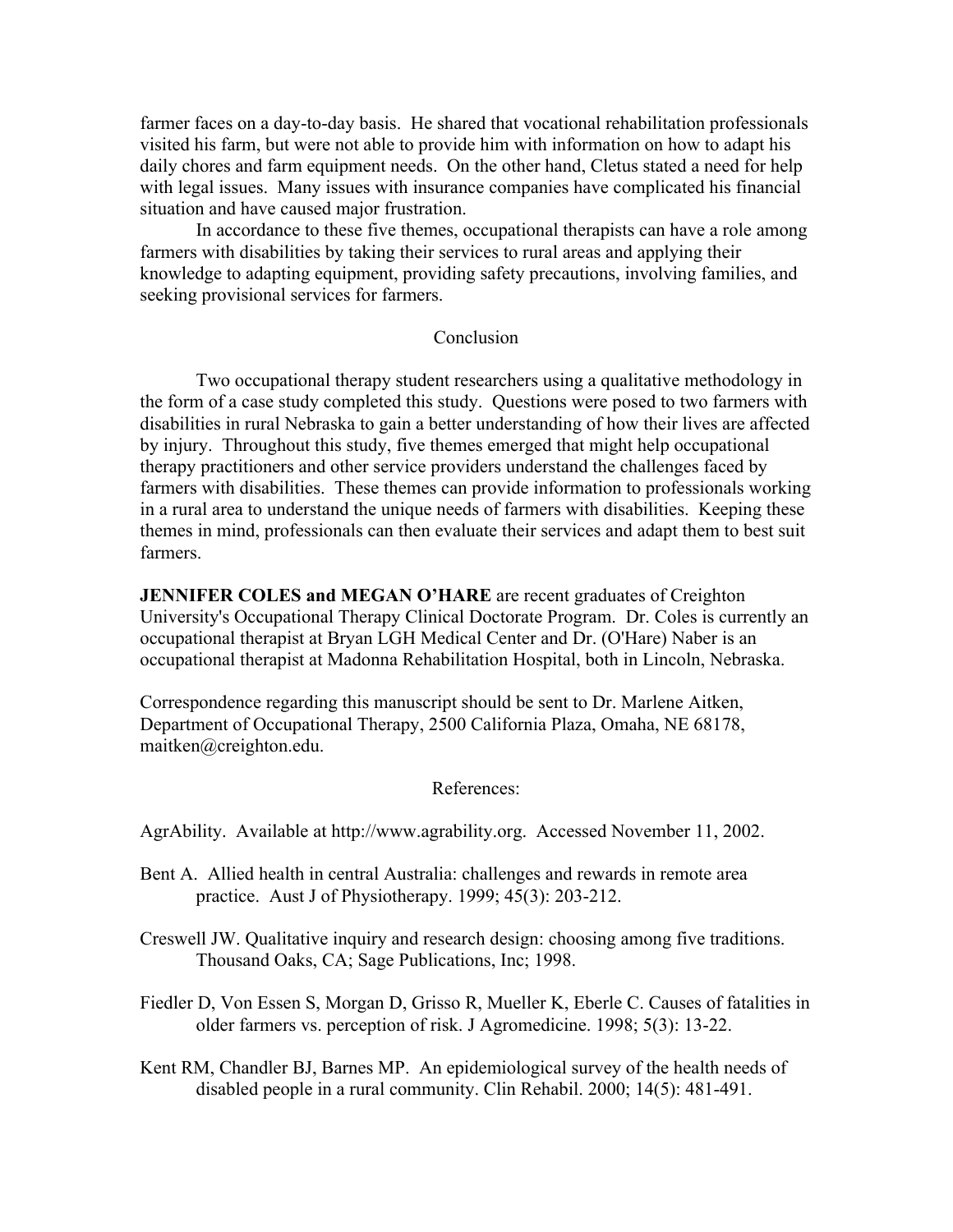farmer faces on a day-to-day basis. He shared that vocational rehabilitation professionals visited his farm, but were not able to provide him with information on how to adapt his daily chores and farm equipment needs. On the other hand, Cletus stated a need for help with legal issues. Many issues with insurance companies have complicated his financial situation and have caused major frustration.

In accordance to these five themes, occupational therapists can have a role among farmers with disabilities by taking their services to rural areas and applying their knowledge to adapting equipment, providing safety precautions, involving families, and seeking provisional services for farmers.

## Conclusion

Two occupational therapy student researchers using a qualitative methodology in the form of a case study completed this study. Questions were posed to two farmers with disabilities in rural Nebraska to gain a better understanding of how their lives are affected by injury. Throughout this study, five themes emerged that might help occupational therapy practitioners and other service providers understand the challenges faced by farmers with disabilities. These themes can provide information to professionals working in a rural area to understand the unique needs of farmers with disabilities. Keeping these themes in mind, professionals can then evaluate their services and adapt them to best suit farmers.

**JENNIFER COLES and MEGAN O'HARE** are recent graduates of Creighton University's Occupational Therapy Clinical Doctorate Program. Dr. Coles is currently an occupational therapist at Bryan LGH Medical Center and Dr. (O'Hare) Naber is an occupational therapist at Madonna Rehabilitation Hospital, both in Lincoln, Nebraska.

Correspondence regarding this manuscript should be sent to Dr. Marlene Aitken, Department of Occupational Therapy, 2500 California Plaza, Omaha, NE 68178, maitken@creighton.edu.

## References:

AgrAbility. Available at http://www.agrability.org. Accessed November 11, 2002.

Bent A. Allied health in central Australia: challenges and rewards in remote area practice. Aust J of Physiotherapy. 1999; 45(3): 203-212.

Creswell JW. Qualitative inquiry and research design: choosing among five traditions. Thousand Oaks, CA; Sage Publications, Inc; 1998.

Fiedler D, Von Essen S, Morgan D, Grisso R, Mueller K, Eberle C. Causes of fatalities in older farmers vs. perception of risk. J Agromedicine. 1998; 5(3): 13-22.

Kent RM, Chandler BJ, Barnes MP. An epidemiological survey of the health needs of disabled people in a rural community. Clin Rehabil. 2000; 14(5): 481-491.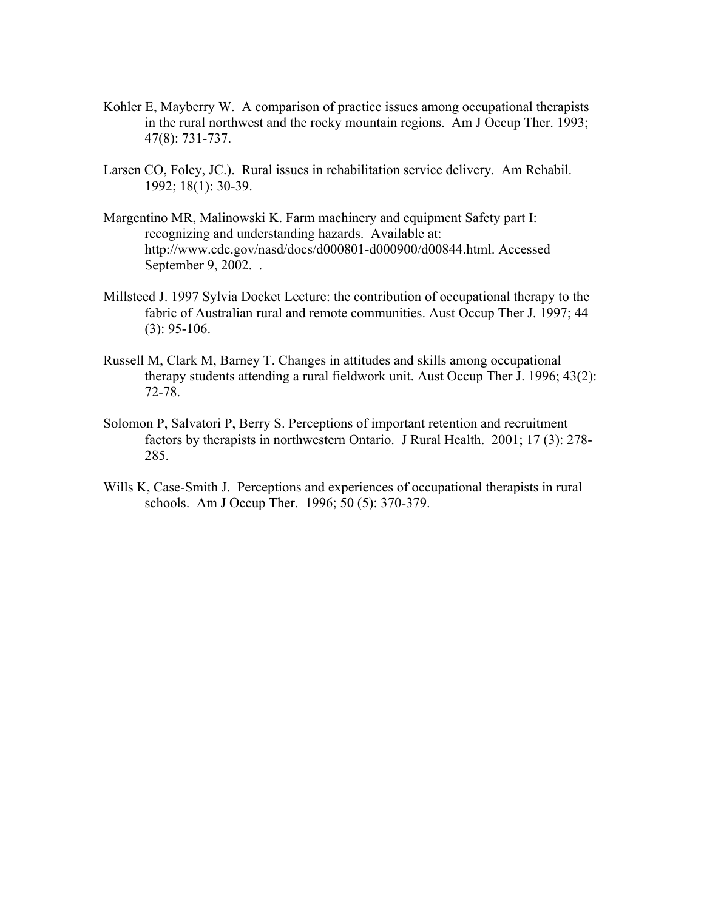Kohler E, Mayberry W. A comparison of practice issues among occupational therapists in the rural northwest and the rocky mountain regions. Am J Occup Ther. 1993; 47(8): 731-737.

Larsen CO, Foley, JC.). Rural issues in rehabilitation service delivery. Am Rehabil. 1992; 18(1): 30-39.

Margentino MR, Malinowski K. Farm machinery and equipment Safety part I: recognizing and understanding hazards. Available at: http://www.cdc.gov/nasd/docs/d000801-d000900/d00844.html. Accessed September 9, 2002. .

Millsteed J. 1997 Sylvia Docket Lecture: the contribution of occupational therapy to the fabric of Australian rural and remote communities. Aust Occup Ther J. 1997; 44 (3): 95-106.

Russell M, Clark M, Barney T. Changes in attitudes and skills among occupational therapy students attending a rural fieldwork unit. Aust Occup Ther J. 1996; 43(2): 72-78.

Solomon P, Salvatori P, Berry S. Perceptions of important retention and recruitment factors by therapists in northwestern Ontario. J Rural Health. 2001; 17 (3): 278-285.

Wills K, Case-Smith J. Perceptions and experiences of occupational therapists in rural schools. Am J Occup Ther. 1996; 50 (5): 370-379.